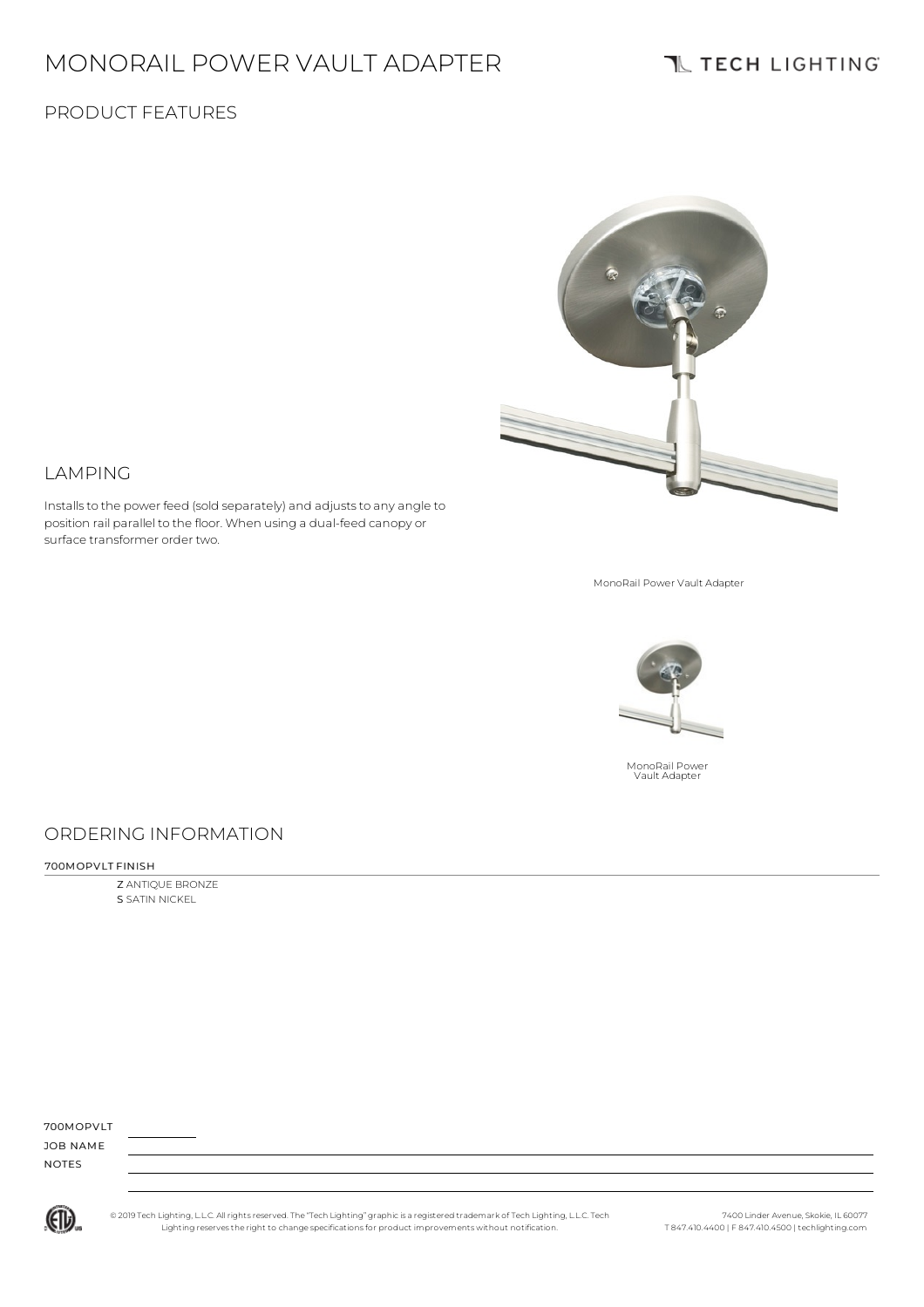# MONORAIL POWER VAULT ADAPTER

TECH LIGHTING

## PRODUCT FEATURES

## LAMPING

Installs to the power feed (sold separately) and adjusts to any angle to position rail parallel to the floor. When using a dual-feed canopy or surface transformer order two.

MonoRail Power Vault Adapter

MonoRail Power Vault Adapter

## ORDERING INFORMATION

700MOPVLT FINISH

Z ANTIQUE BRONZE
S SATIN NICKEL

700MOPVLT ________

JOB NAME

NOTES

© 2019 Tech Lighting, L.L.C. All rights reserved. The "Tech Lighting" graphic is a registered trademark of Tech Lighting, L.L.C. Tech Lighting reserves the right to change specifications for product improvements without notification.

7400 Linder Avenue, Skokie, IL 60077
T 847.410.4400 | F 847.410.4500 | techlighting.com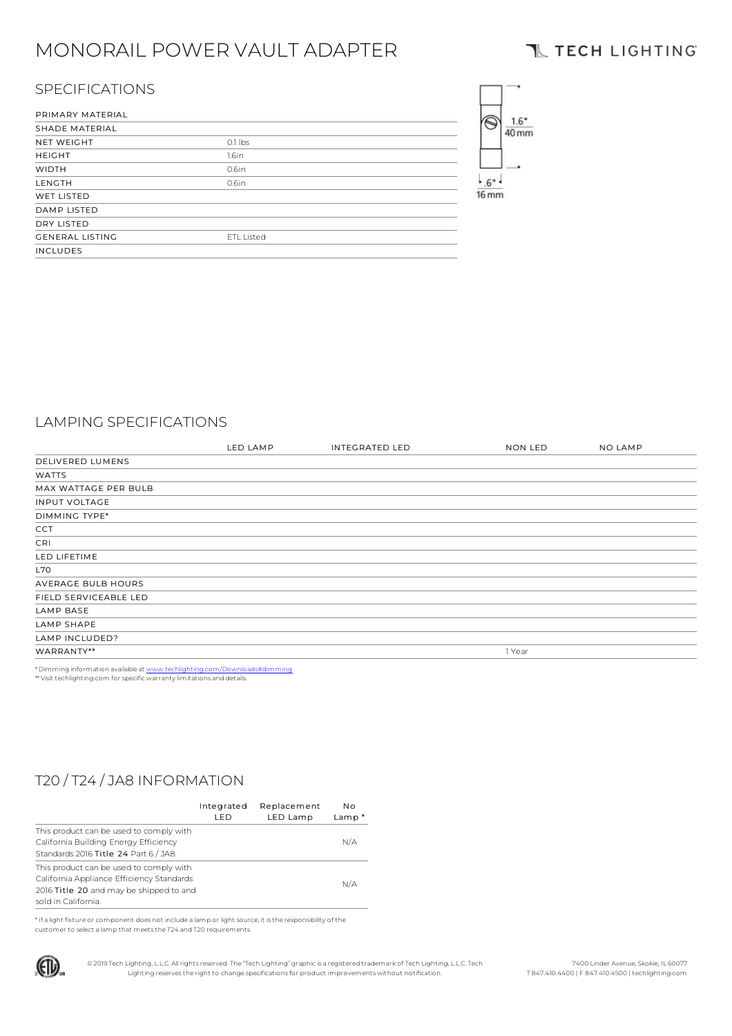# MONORAIL POWER VAULT ADAPTER

TECH LIGHTING

## SPECIFICATIONS

| | |
|---|---|
| PRIMARY MATERIAL | |
| SHADE MATERIAL | |
| NET WEIGHT | 0.1 lbs |
| HEIGHT | 1.6in |
| WIDTH | 0.6in |
| LENGTH | 0.6in |
| WET LISTED | |
| DAMP LISTED | |
| DRY LISTED | |
| GENERAL LISTING | ETL Listed |
| INCLUDES | |

1.6"
40 mm

.6"
16 mm

## LAMPING SPECIFICATIONS

| | LED LAMP | INTEGRATED LED | NON LED | NO LAMP |
|---|---|---|---|---|
| DELIVERED LUMENS | | | | |
| WATTS | | | | |
| MAX WATTAGE PER BULB | | | | |
| INPUT VOLTAGE | | | | |
| DIMMING TYPE* | | | | |
| CCT | | | | |
| CRI | | | | |
| LED LIFETIME | | | | |
| L70 | | | | |
| AVERAGE BULB HOURS | | | | |
| FIELD SERVICEABLE LED | | | | |
| LAMP BASE | | | | |
| LAMP SHAPE | | | | |
| LAMP INCLUDED? | | | | |
| WARRANTY** | | | 1 Year | |

* Dimming information available at www.techlighting.com/Downloads#dimming
** Visit techlighting.com for specific warranty limitations and details.

## T20 / T24 / JA8 INFORMATION

| | Integrated LED | Replacement LED Lamp | No Lamp * |
|---|---|---|---|
| This product can be used to comply with California Building Energy Efficiency Standards 2016 Title 24 Part 6 / JA8. | | | N/A |
| This product can be used to comply with California Appliance Efficiency Standards 2016 Title 20 and may be shipped to and sold in California. | | | N/A |

* If a light fixture or component does not include a lamp or light source, it is the responsibility of the customer to select a lamp that meets the T24 and T20 requirements.

© 2019 Tech Lighting, L.L.C. All rights reserved. The "Tech Lighting" graphic is a registered trademark of Tech Lighting, L.L.C. Tech Lighting reserves the right to change specifications for product improvements without notification.

7400 Linder Avenue, Skokie, IL 60077
T 847.410.4400 | F 847.410.4500 | techlighting.com